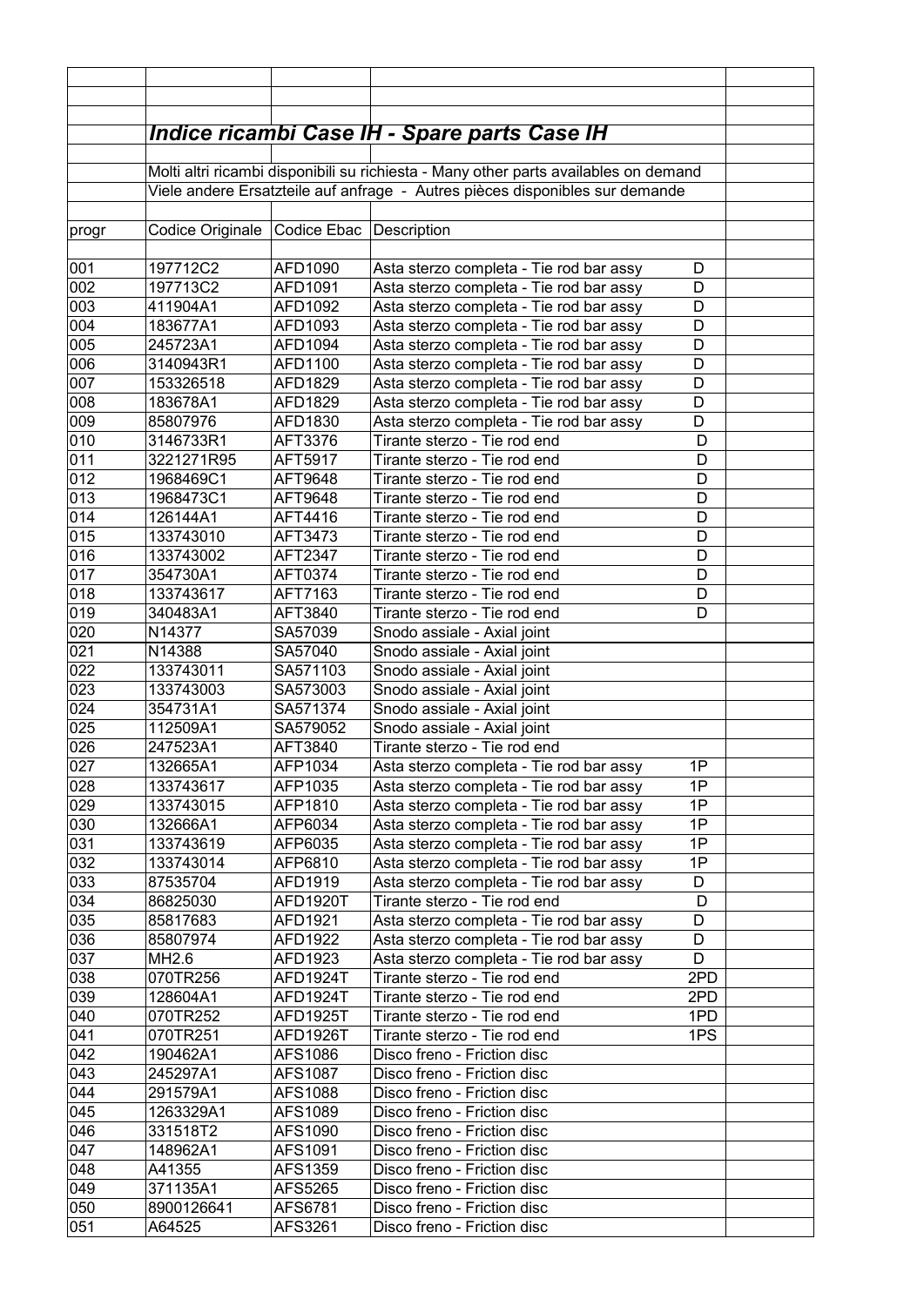## *Indice ricambi Case IH - Spare parts Case IH*

Molti altri ricambi disponibili su richiesta - Many other parts availables on demand

Viele andere Ersatzteile auf anfrage - Autres pièces disponibles sur demande

| progr | Codice Originale | Codice Ebac | Description | |
|---|---|---|---|---|
| 001 | 197712C2 | AFD1090 | Asta sterzo completa - Tie rod bar assy | D |
| 002 | 197713C2 | AFD1091 | Asta sterzo completa - Tie rod bar assy | D |
| 003 | 411904A1 | AFD1092 | Asta sterzo completa - Tie rod bar assy | D |
| 004 | 183677A1 | AFD1093 | Asta sterzo completa - Tie rod bar assy | D |
| 005 | 245723A1 | AFD1094 | Asta sterzo completa - Tie rod bar assy | D |
| 006 | 3140943R1 | AFD1100 | Asta sterzo completa - Tie rod bar assy | D |
| 007 | 153326518 | AFD1829 | Asta sterzo completa - Tie rod bar assy | D |
| 008 | 183678A1 | AFD1829 | Asta sterzo completa - Tie rod bar assy | D |
| 009 | 85807976 | AFD1830 | Asta sterzo completa - Tie rod bar assy | D |
| 010 | 3146733R1 | AFT3376 | Tirante sterzo - Tie rod end | D |
| 011 | 3221271R95 | AFT5917 | Tirante sterzo - Tie rod end | D |
| 012 | 1968469C1 | AFT9648 | Tirante sterzo - Tie rod end | D |
| 013 | 1968473C1 | AFT9648 | Tirante sterzo - Tie rod end | D |
| 014 | 126144A1 | AFT4416 | Tirante sterzo - Tie rod end | D |
| 015 | 133743010 | AFT3473 | Tirante sterzo - Tie rod end | D |
| 016 | 133743002 | AFT2347 | Tirante sterzo - Tie rod end | D |
| 017 | 354730A1 | AFT0374 | Tirante sterzo - Tie rod end | D |
| 018 | 133743617 | AFT7163 | Tirante sterzo - Tie rod end | D |
| 019 | 340483A1 | AFT3840 | Tirante sterzo - Tie rod end | D |
| 020 | N14377 | SA57039 | Snodo assiale - Axial joint | |
| 021 | N14388 | SA57040 | Snodo assiale - Axial joint | |
| 022 | 133743011 | SA571103 | Snodo assiale - Axial joint | |
| 023 | 133743003 | SA573003 | Snodo assiale - Axial joint | |
| 024 | 354731A1 | SA571374 | Snodo assiale - Axial joint | |
| 025 | 112509A1 | SA579052 | Snodo assiale - Axial joint | |
| 026 | 247523A1 | AFT3840 | Tirante sterzo - Tie rod end | |
| 027 | 132665A1 | AFP1034 | Asta sterzo completa - Tie rod bar assy | 1P |
| 028 | 133743617 | AFP1035 | Asta sterzo completa - Tie rod bar assy | 1P |
| 029 | 133743015 | AFP1810 | Asta sterzo completa - Tie rod bar assy | 1P |
| 030 | 132666A1 | AFP6034 | Asta sterzo completa - Tie rod bar assy | 1P |
| 031 | 133743619 | AFP6035 | Asta sterzo completa - Tie rod bar assy | 1P |
| 032 | 133743014 | AFP6810 | Asta sterzo completa - Tie rod bar assy | 1P |
| 033 | 87535704 | AFD1919 | Asta sterzo completa - Tie rod bar assy | D |
| 034 | 86825030 | AFD1920T | Tirante sterzo - Tie rod end | D |
| 035 | 85817683 | AFD1921 | Asta sterzo completa - Tie rod bar assy | D |
| 036 | 85807974 | AFD1922 | Asta sterzo completa - Tie rod bar assy | D |
| 037 | MH2.6 | AFD1923 | Asta sterzo completa - Tie rod bar assy | D |
| 038 | 070TR256 | AFD1924T | Tirante sterzo - Tie rod end | 2PD |
| 039 | 128604A1 | AFD1924T | Tirante sterzo - Tie rod end | 2PD |
| 040 | 070TR252 | AFD1925T | Tirante sterzo - Tie rod end | 1PD |
| 041 | 070TR251 | AFD1926T | Tirante sterzo - Tie rod end | 1PS |
| 042 | 190462A1 | AFS1086 | Disco freno - Friction disc | |
| 043 | 245297A1 | AFS1087 | Disco freno - Friction disc | |
| 044 | 291579A1 | AFS1088 | Disco freno - Friction disc | |
| 045 | 1263329A1 | AFS1089 | Disco freno - Friction disc | |
| 046 | 331518T2 | AFS1090 | Disco freno - Friction disc | |
| 047 | 148962A1 | AFS1091 | Disco freno - Friction disc | |
| 048 | A41355 | AFS1359 | Disco freno - Friction disc | |
| 049 | 371135A1 | AFS5265 | Disco freno - Friction disc | |
| 050 | 8900126641 | AFS6781 | Disco freno - Friction disc | |
| 051 | A64525 | AFS3261 | Disco freno - Friction disc | |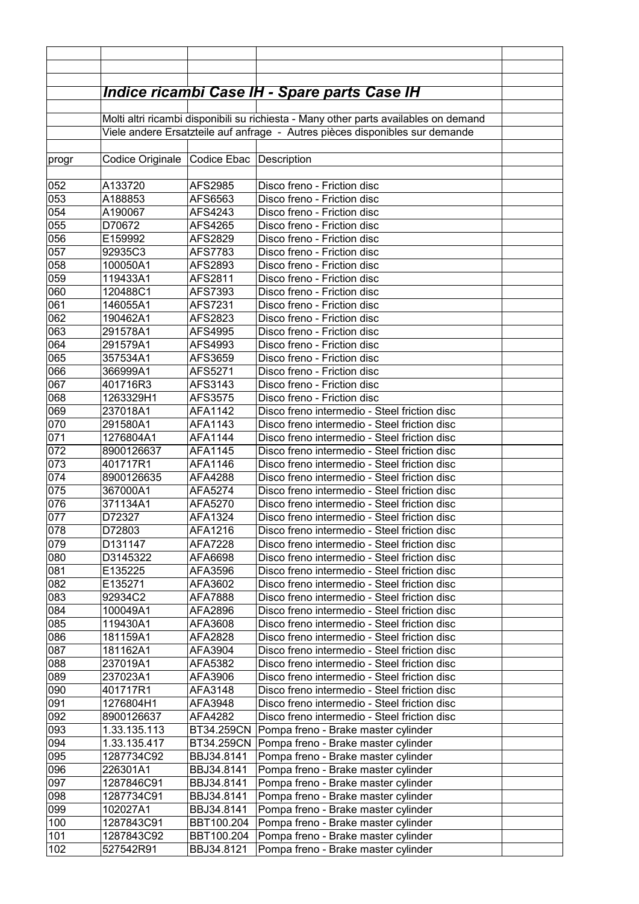## *Indice ricambi Case IH - Spare parts Case IH*

Molti altri ricambi disponibili su richiesta - Many other parts availables on demand

Viele andere Ersatzteile auf anfrage - Autres pièces disponibles sur demande

| progr | Codice Originale | Codice Ebac | Description |
|---|---|---|---|
| 052 | A133720 | AFS2985 | Disco freno - Friction disc |
| 053 | A188853 | AFS6563 | Disco freno - Friction disc |
| 054 | A190067 | AFS4243 | Disco freno - Friction disc |
| 055 | D70672 | AFS4265 | Disco freno - Friction disc |
| 056 | E159992 | AFS2829 | Disco freno - Friction disc |
| 057 | 92935C3 | AFS7783 | Disco freno - Friction disc |
| 058 | 100050A1 | AFS2893 | Disco freno - Friction disc |
| 059 | 119433A1 | AFS2811 | Disco freno - Friction disc |
| 060 | 120488C1 | AFS7393 | Disco freno - Friction disc |
| 061 | 146055A1 | AFS7231 | Disco freno - Friction disc |
| 062 | 190462A1 | AFS2823 | Disco freno - Friction disc |
| 063 | 291578A1 | AFS4995 | Disco freno - Friction disc |
| 064 | 291579A1 | AFS4993 | Disco freno - Friction disc |
| 065 | 357534A1 | AFS3659 | Disco freno - Friction disc |
| 066 | 366999A1 | AFS5271 | Disco freno - Friction disc |
| 067 | 401716R3 | AFS3143 | Disco freno - Friction disc |
| 068 | 1263329H1 | AFS3575 | Disco freno - Friction disc |
| 069 | 237018A1 | AFA1142 | Disco freno intermedio - Steel friction disc |
| 070 | 291580A1 | AFA1143 | Disco freno intermedio - Steel friction disc |
| 071 | 1276804A1 | AFA1144 | Disco freno intermedio - Steel friction disc |
| 072 | 8900126637 | AFA1145 | Disco freno intermedio - Steel friction disc |
| 073 | 401717R1 | AFA1146 | Disco freno intermedio - Steel friction disc |
| 074 | 8900126635 | AFA4288 | Disco freno intermedio - Steel friction disc |
| 075 | 367000A1 | AFA5274 | Disco freno intermedio - Steel friction disc |
| 076 | 371134A1 | AFA5270 | Disco freno intermedio - Steel friction disc |
| 077 | D72327 | AFA1324 | Disco freno intermedio - Steel friction disc |
| 078 | D72803 | AFA1216 | Disco freno intermedio - Steel friction disc |
| 079 | D131147 | AFA7228 | Disco freno intermedio - Steel friction disc |
| 080 | D3145322 | AFA6698 | Disco freno intermedio - Steel friction disc |
| 081 | E135225 | AFA3596 | Disco freno intermedio - Steel friction disc |
| 082 | E135271 | AFA3602 | Disco freno intermedio - Steel friction disc |
| 083 | 92934C2 | AFA7888 | Disco freno intermedio - Steel friction disc |
| 084 | 100049A1 | AFA2896 | Disco freno intermedio - Steel friction disc |
| 085 | 119430A1 | AFA3608 | Disco freno intermedio - Steel friction disc |
| 086 | 181159A1 | AFA2828 | Disco freno intermedio - Steel friction disc |
| 087 | 181162A1 | AFA3904 | Disco freno intermedio - Steel friction disc |
| 088 | 237019A1 | AFA5382 | Disco freno intermedio - Steel friction disc |
| 089 | 237023A1 | AFA3906 | Disco freno intermedio - Steel friction disc |
| 090 | 401717R1 | AFA3148 | Disco freno intermedio - Steel friction disc |
| 091 | 1276804H1 | AFA3948 | Disco freno intermedio - Steel friction disc |
| 092 | 8900126637 | AFA4282 | Disco freno intermedio - Steel friction disc |
| 093 | 1.33.135.113 | BT34.259CN | Pompa freno - Brake master cylinder |
| 094 | 1.33.135.417 | BT34.259CN | Pompa freno - Brake master cylinder |
| 095 | 1287734C92 | BBJ34.8141 | Pompa freno - Brake master cylinder |
| 096 | 226301A1 | BBJ34.8141 | Pompa freno - Brake master cylinder |
| 097 | 1287846C91 | BBJ34.8141 | Pompa freno - Brake master cylinder |
| 098 | 1287734C91 | BBJ34.8141 | Pompa freno - Brake master cylinder |
| 099 | 102027A1 | BBJ34.8141 | Pompa freno - Brake master cylinder |
| 100 | 1287843C91 | BBT100.204 | Pompa freno - Brake master cylinder |
| 101 | 1287843C92 | BBT100.204 | Pompa freno - Brake master cylinder |
| 102 | 527542R91 | BBJ34.8121 | Pompa freno - Brake master cylinder |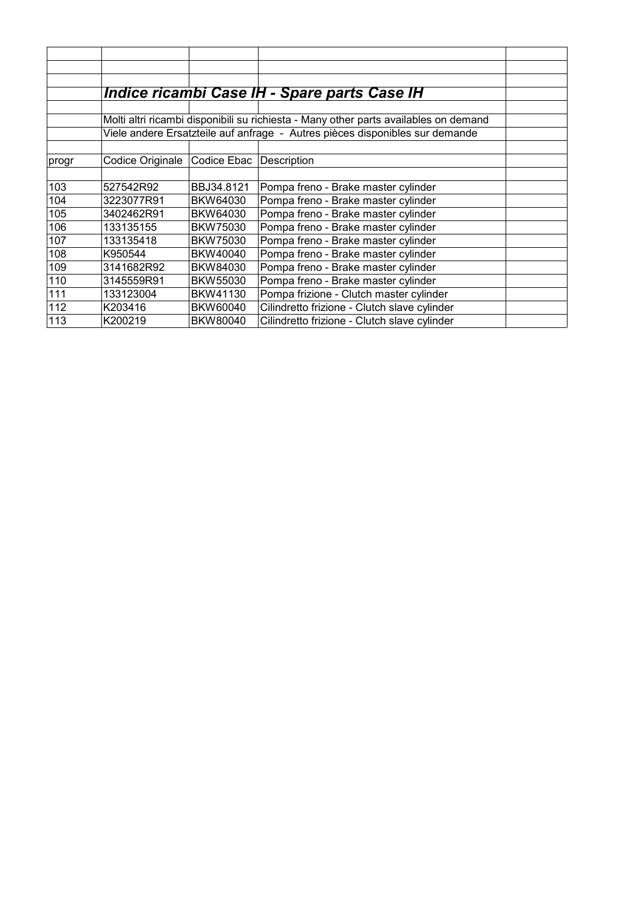## *Indice ricambi Case IH - Spare parts Case IH*

Molti altri ricambi disponibili su richiesta - Many other parts availables on demand

Viele andere Ersatzteile auf anfrage - Autres pièces disponibles sur demande

| progr | Codice Originale | Codice Ebac | Description |
|---|---|---|---|
| 103 | 527542R92 | BBJ34.8121 | Pompa freno - Brake master cylinder |
| 104 | 3223077R91 | BKW64030 | Pompa freno - Brake master cylinder |
| 105 | 3402462R91 | BKW64030 | Pompa freno - Brake master cylinder |
| 106 | 133135155 | BKW75030 | Pompa freno - Brake master cylinder |
| 107 | 133135418 | BKW75030 | Pompa freno - Brake master cylinder |
| 108 | K950544 | BKW40040 | Pompa freno - Brake master cylinder |
| 109 | 3141682R92 | BKW84030 | Pompa freno - Brake master cylinder |
| 110 | 3145559R91 | BKW55030 | Pompa freno - Brake master cylinder |
| 111 | 133123004 | BKW41130 | Pompa frizione - Clutch master cylinder |
| 112 | K203416 | BKW60040 | Cilindretto frizione - Clutch slave cylinder |
| 113 | K200219 | BKW80040 | Cilindretto frizione - Clutch slave cylinder |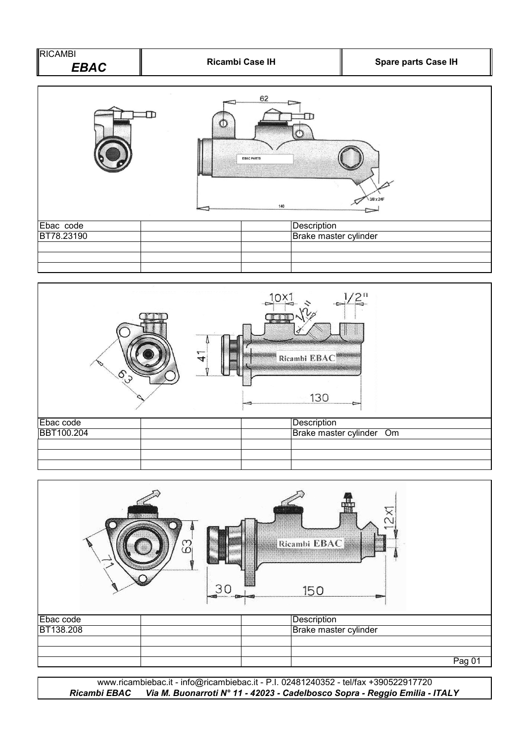| RICAMBI *EBAC* | Ricambi Case IH | Spare parts Case IH |
| --- | --- | --- |

| Ebac code | | | Description |
| --- | --- | --- | --- |
| BT78.23190 | | | Brake master cylinder |
| | | | |
| | | | |
| | | | |

| Ebac code | | | Description |
| --- | --- | --- | --- |
| BBT100.204 | | | Brake master cylinder Om |
| | | | |
| | | | |
| | | | |

| Ebac code | | | Description |
| --- | --- | --- | --- |
| BT138.208 | | | Brake master cylinder |
| | | | |
| | | | |
| | | | |

www.ricambiebac.it - info@ricambiebac.it - P.I. 02481240352 - tel/fax +390522917720

***Ricambi EBAC Via M. Buonarroti N° 11 - 42023 - Cadelbosco Sopra - Reggio Emilia - ITALY***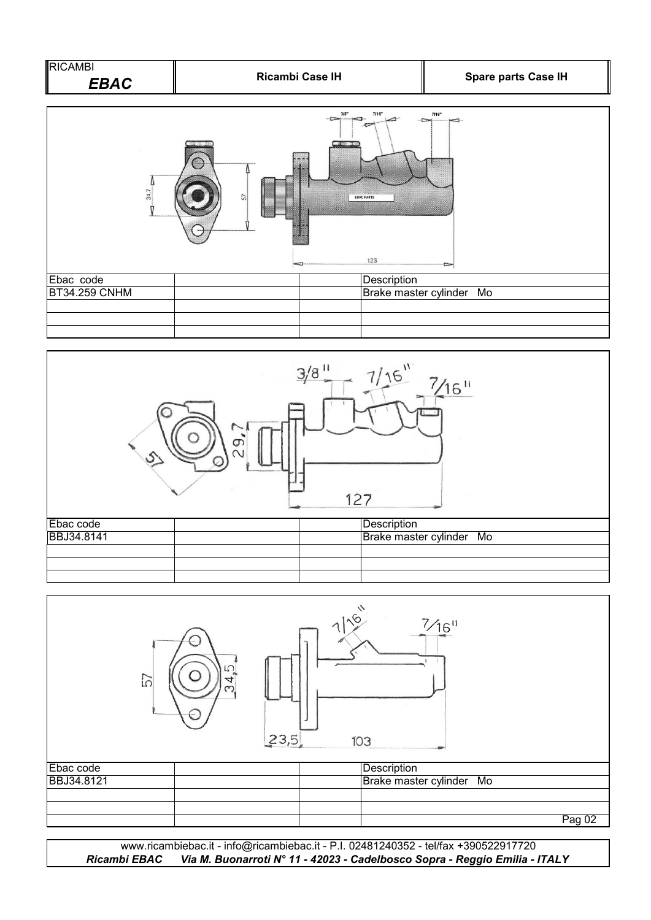| RICAMBI *EBAC* | Ricambi Case IH | Spare parts Case IH |
|---|---|---|

3/8"
7/16"
7/16"
34.7
57
EBAC PARTS
123

| Ebac code | | | Description |
|---|---|---|---|
| BT34.259 CNHM | | | Brake master cylinder Mo |
| | | | |
| | | | |
| | | | |

3/8"
7/16"
7/16"
57
29,7
127

| Ebac code | | | Description |
|---|---|---|---|
| BBJ34.8141 | | | Brake master cylinder Mo |
| | | | |
| | | | |
| | | | |

7/16"
7/16"
57
34,5
23,5
103

| Ebac code | | | Description |
|---|---|---|---|
| BBJ34.8121 | | | Brake master cylinder Mo |
| | | | |
| | | | |
| | | | |

www.ricambiebac.it - info@ricambiebac.it - P.I. 02481240352 - tel/fax +390522917720
***Ricambi EBAC Via M. Buonarroti N° 11 - 42023 - Cadelbosco Sopra - Reggio Emilia - ITALY***